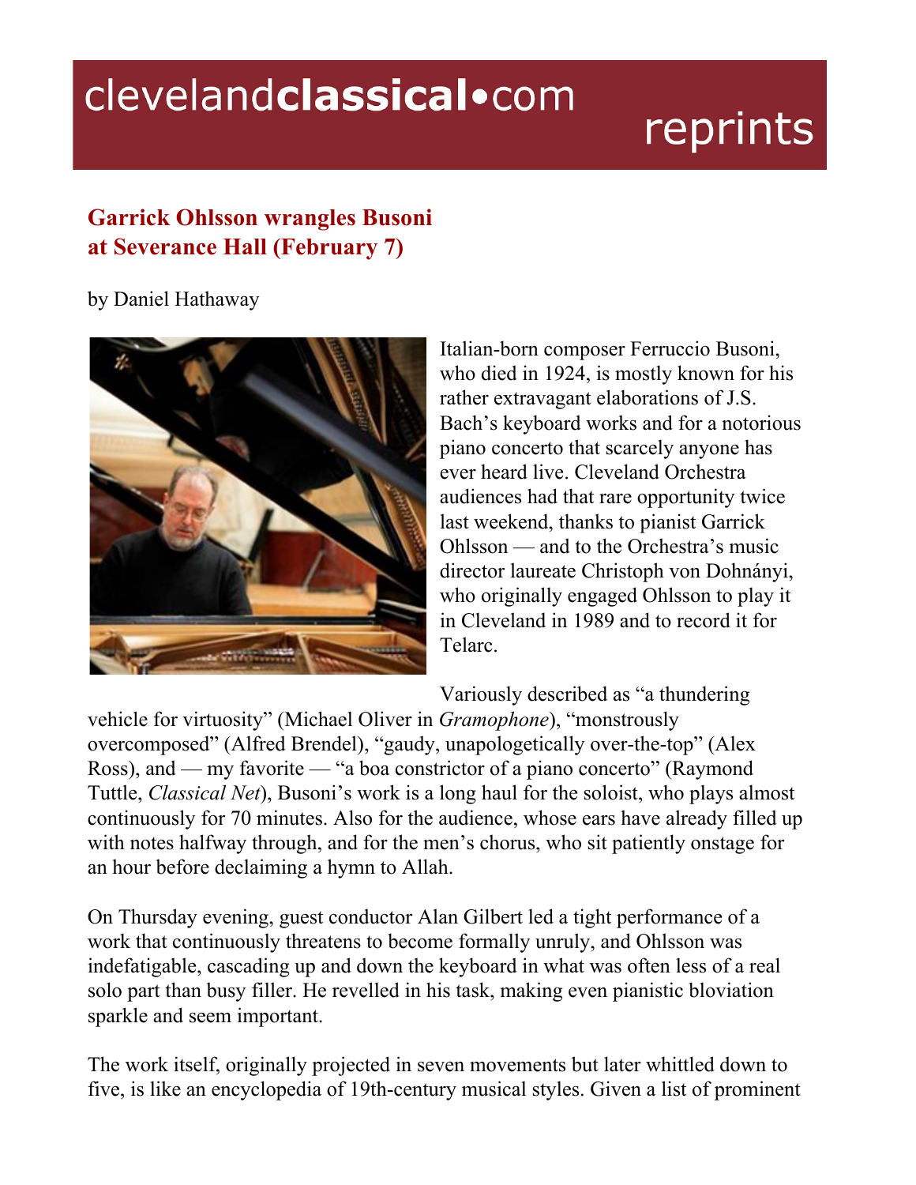clevelandclassical•com reprints

## Garrick Ohlsson wrangles Busoni at Severance Hall (February 7)

by Daniel Hathaway

Italian-born composer Ferruccio Busoni, who died in 1924, is mostly known for his rather extravagant elaborations of J.S. Bach's keyboard works and for a notorious piano concerto that scarcely anyone has ever heard live. Cleveland Orchestra audiences had that rare opportunity twice last weekend, thanks to pianist Garrick Ohlsson — and to the Orchestra's music director laureate Christoph von Dohnányi, who originally engaged Ohlsson to play it in Cleveland in 1989 and to record it for Telarc.

Variously described as "a thundering vehicle for virtuosity" (Michael Oliver in *Gramophone*), "monstrously overcomposed" (Alfred Brendel), "gaudy, unapologetically over-the-top" (Alex Ross), and — my favorite — "a boa constrictor of a piano concerto" (Raymond Tuttle, *Classical Net*), Busoni's work is a long haul for the soloist, who plays almost continuously for 70 minutes. Also for the audience, whose ears have already filled up with notes halfway through, and for the men's chorus, who sit patiently onstage for an hour before declaiming a hymn to Allah.

On Thursday evening, guest conductor Alan Gilbert led a tight performance of a work that continuously threatens to become formally unruly, and Ohlsson was indefatigable, cascading up and down the keyboard in what was often less of a real solo part than busy filler. He revelled in his task, making even pianistic bloviation sparkle and seem important.

The work itself, originally projected in seven movements but later whittled down to five, is like an encyclopedia of 19th-century musical styles. Given a list of prominent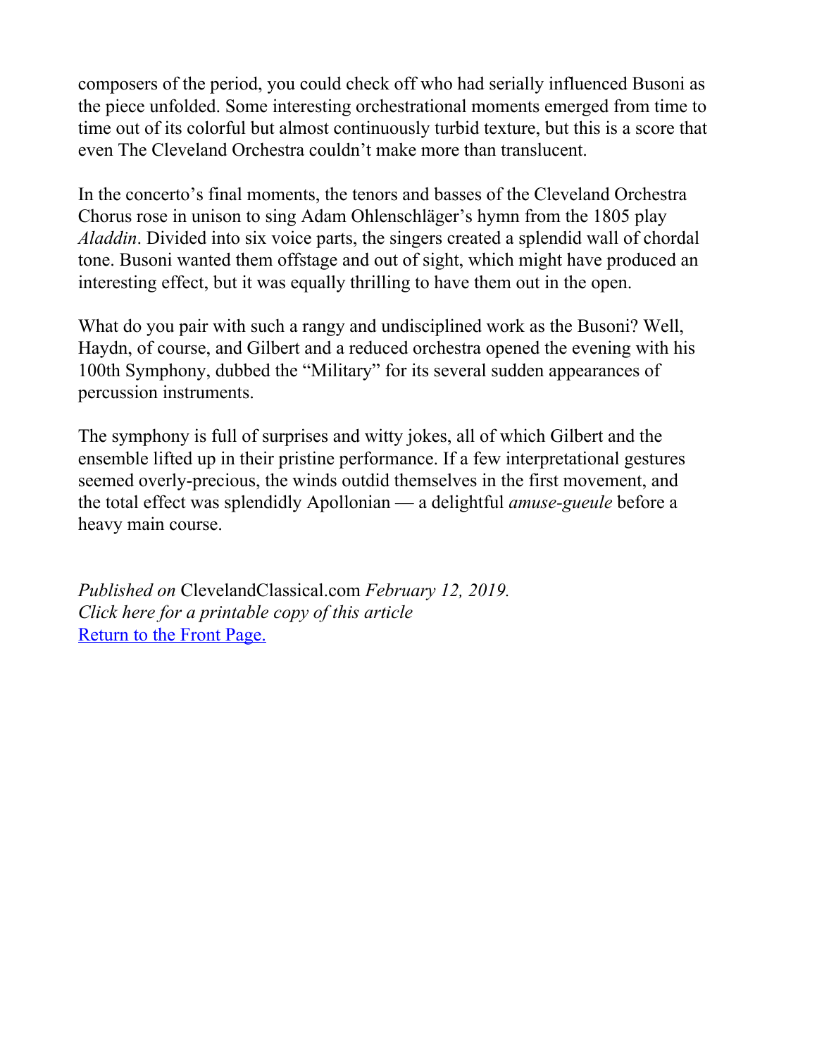composers of the period, you could check off who had serially influenced Busoni as the piece unfolded. Some interesting orchestrational moments emerged from time to time out of its colorful but almost continuously turbid texture, but this is a score that even The Cleveland Orchestra couldn't make more than translucent.

In the concerto's final moments, the tenors and basses of the Cleveland Orchestra Chorus rose in unison to sing Adam Ohlenschläger's hymn from the 1805 play *Aladdin*. Divided into six voice parts, the singers created a splendid wall of chordal tone. Busoni wanted them offstage and out of sight, which might have produced an interesting effect, but it was equally thrilling to have them out in the open.

What do you pair with such a rangy and undisciplined work as the Busoni? Well, Haydn, of course, and Gilbert and a reduced orchestra opened the evening with his 100th Symphony, dubbed the "Military" for its several sudden appearances of percussion instruments.

The symphony is full of surprises and witty jokes, all of which Gilbert and the ensemble lifted up in their pristine performance. If a few interpretational gestures seemed overly-precious, the winds outdid themselves in the first movement, and the total effect was splendidly Apollonian — a delightful *amuse-gueule* before a heavy main course.

*Published on* ClevelandClassical.com *February 12, 2019.*
*Click here for a printable copy of this article*
[Return to the Front Page.]